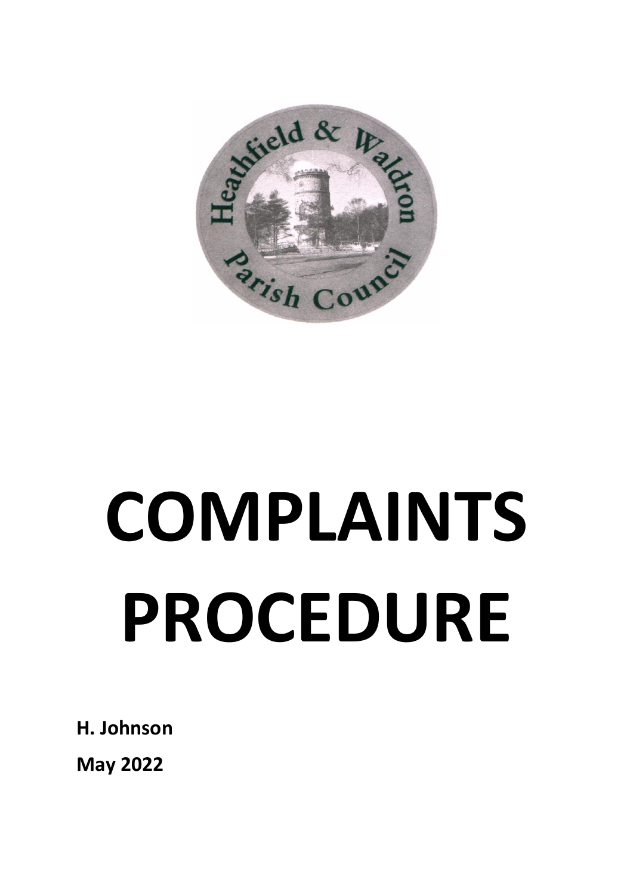# COMPLAINTS PROCEDURE

**H. Johnson**

**May 2022**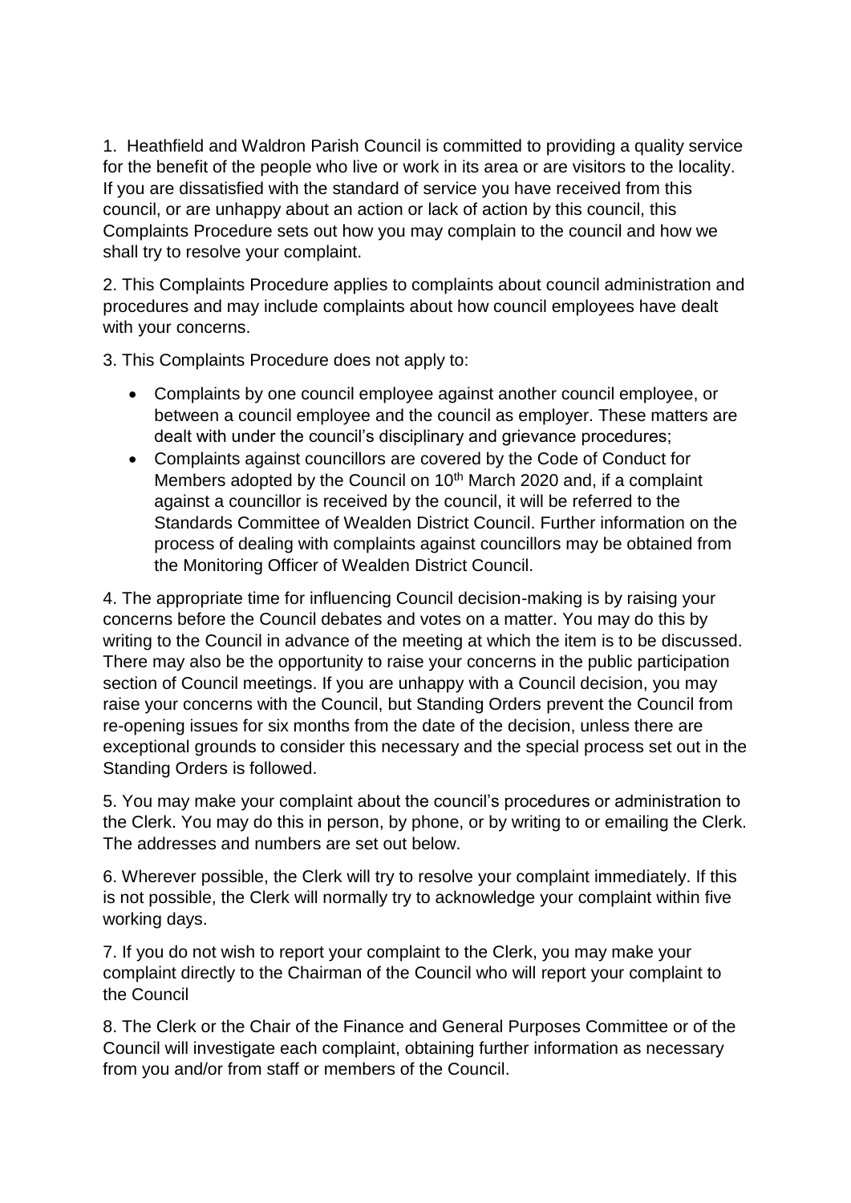1. Heathfield and Waldron Parish Council is committed to providing a quality service for the benefit of the people who live or work in its area or are visitors to the locality. If you are dissatisfied with the standard of service you have received from this council, or are unhappy about an action or lack of action by this council, this Complaints Procedure sets out how you may complain to the council and how we shall try to resolve your complaint.

2. This Complaints Procedure applies to complaints about council administration and procedures and may include complaints about how council employees have dealt with your concerns.

3. This Complaints Procedure does not apply to:

- Complaints by one council employee against another council employee, or between a council employee and the council as employer. These matters are dealt with under the council's disciplinary and grievance procedures;
- Complaints against councillors are covered by the Code of Conduct for Members adopted by the Council on 10th March 2020 and, if a complaint against a councillor is received by the council, it will be referred to the Standards Committee of Wealden District Council. Further information on the process of dealing with complaints against councillors may be obtained from the Monitoring Officer of Wealden District Council.

4. The appropriate time for influencing Council decision-making is by raising your concerns before the Council debates and votes on a matter. You may do this by writing to the Council in advance of the meeting at which the item is to be discussed. There may also be the opportunity to raise your concerns in the public participation section of Council meetings. If you are unhappy with a Council decision, you may raise your concerns with the Council, but Standing Orders prevent the Council from re-opening issues for six months from the date of the decision, unless there are exceptional grounds to consider this necessary and the special process set out in the Standing Orders is followed.

5. You may make your complaint about the council's procedures or administration to the Clerk. You may do this in person, by phone, or by writing to or emailing the Clerk. The addresses and numbers are set out below.

6. Wherever possible, the Clerk will try to resolve your complaint immediately. If this is not possible, the Clerk will normally try to acknowledge your complaint within five working days.

7. If you do not wish to report your complaint to the Clerk, you may make your complaint directly to the Chairman of the Council who will report your complaint to the Council

8. The Clerk or the Chair of the Finance and General Purposes Committee or of the Council will investigate each complaint, obtaining further information as necessary from you and/or from staff or members of the Council.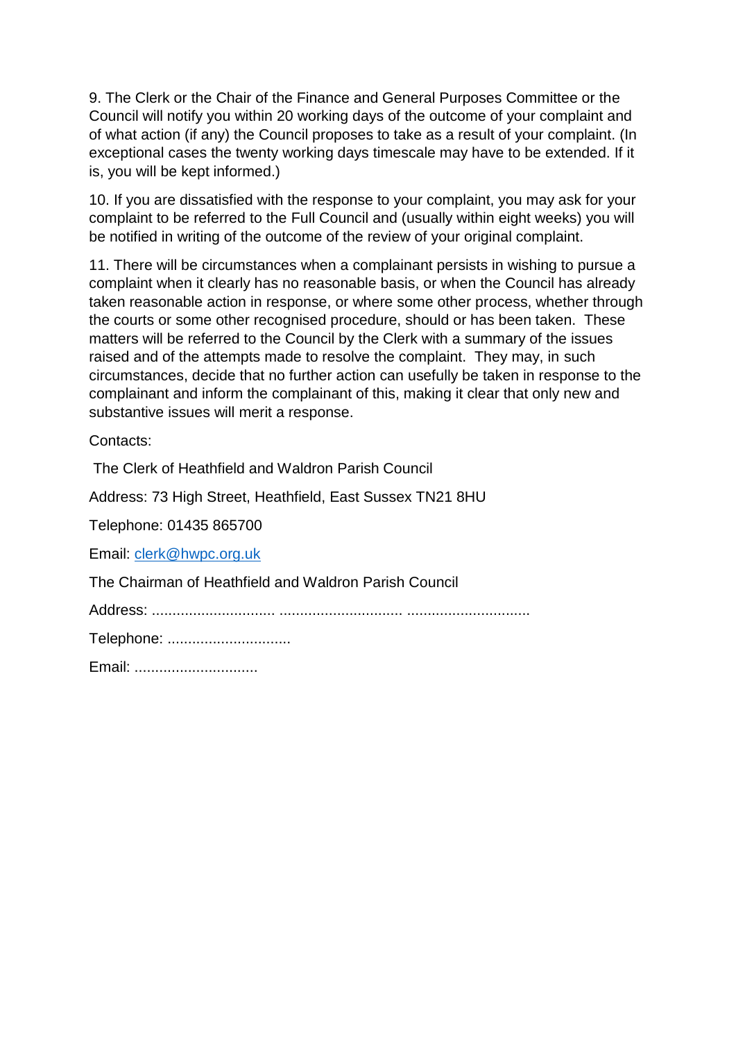9. The Clerk or the Chair of the Finance and General Purposes Committee or the Council will notify you within 20 working days of the outcome of your complaint and of what action (if any) the Council proposes to take as a result of your complaint. (In exceptional cases the twenty working days timescale may have to be extended. If it is, you will be kept informed.)

10. If you are dissatisfied with the response to your complaint, you may ask for your complaint to be referred to the Full Council and (usually within eight weeks) you will be notified in writing of the outcome of the review of your original complaint.

11. There will be circumstances when a complainant persists in wishing to pursue a complaint when it clearly has no reasonable basis, or when the Council has already taken reasonable action in response, or where some other process, whether through the courts or some other recognised procedure, should or has been taken. These matters will be referred to the Council by the Clerk with a summary of the issues raised and of the attempts made to resolve the complaint. They may, in such circumstances, decide that no further action can usefully be taken in response to the complainant and inform the complainant of this, making it clear that only new and substantive issues will merit a response.

Contacts:

The Clerk of Heathfield and Waldron Parish Council

Address: 73 High Street, Heathfield, East Sussex TN21 8HU

Telephone: 01435 865700

Email: clerk@hwpc.org.uk

The Chairman of Heathfield and Waldron Parish Council

Address: ............................. ............................. .............................

Telephone: .............................

Email: .............................